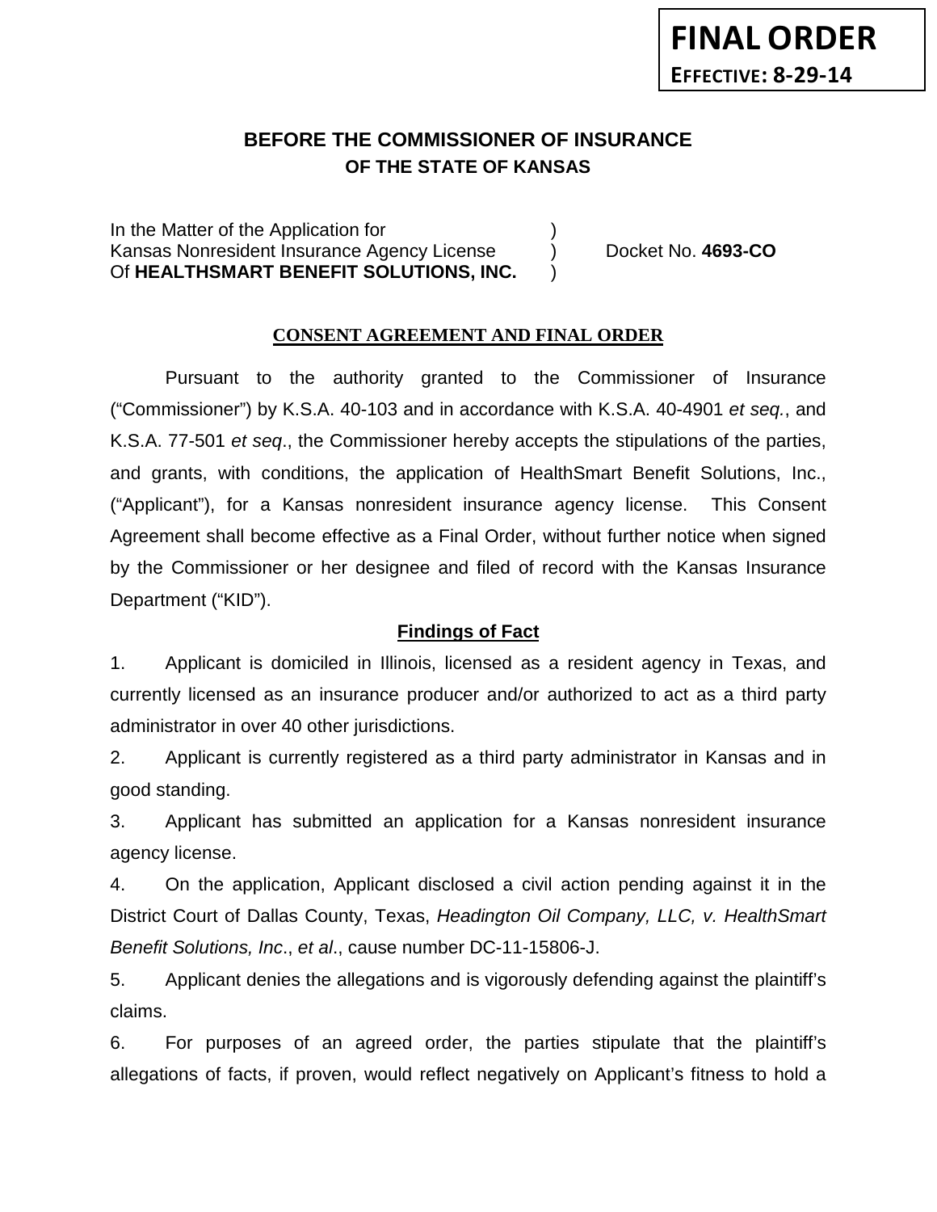**FINAL ORDER**

**EFFECTIVE: 8-29-14**

# BEFORE THE COMMISSIONER OF INSURANCE
## OF THE STATE OF KANSAS

In the Matter of the Application for )
Kansas Nonresident Insurance Agency License ) Docket No. **4693-CO**
Of **HEALTHSMART BENEFIT SOLUTIONS, INC.** )

### CONSENT AGREEMENT AND FINAL ORDER

Pursuant to the authority granted to the Commissioner of Insurance ("Commissioner") by K.S.A. 40-103 and in accordance with K.S.A. 40-4901 *et seq.*, and K.S.A. 77-501 *et seq*., the Commissioner hereby accepts the stipulations of the parties, and grants, with conditions, the application of HealthSmart Benefit Solutions, Inc., ("Applicant"), for a Kansas nonresident insurance agency license. This Consent Agreement shall become effective as a Final Order, without further notice when signed by the Commissioner or her designee and filed of record with the Kansas Insurance Department ("KID").

### Findings of Fact

1. Applicant is domiciled in Illinois, licensed as a resident agency in Texas, and currently licensed as an insurance producer and/or authorized to act as a third party administrator in over 40 other jurisdictions.

2. Applicant is currently registered as a third party administrator in Kansas and in good standing.

3. Applicant has submitted an application for a Kansas nonresident insurance agency license.

4. On the application, Applicant disclosed a civil action pending against it in the District Court of Dallas County, Texas, *Headington Oil Company, LLC, v. HealthSmart Benefit Solutions, Inc*., *et al*., cause number DC-11-15806-J.

5. Applicant denies the allegations and is vigorously defending against the plaintiff's claims.

6. For purposes of an agreed order, the parties stipulate that the plaintiff's allegations of facts, if proven, would reflect negatively on Applicant's fitness to hold a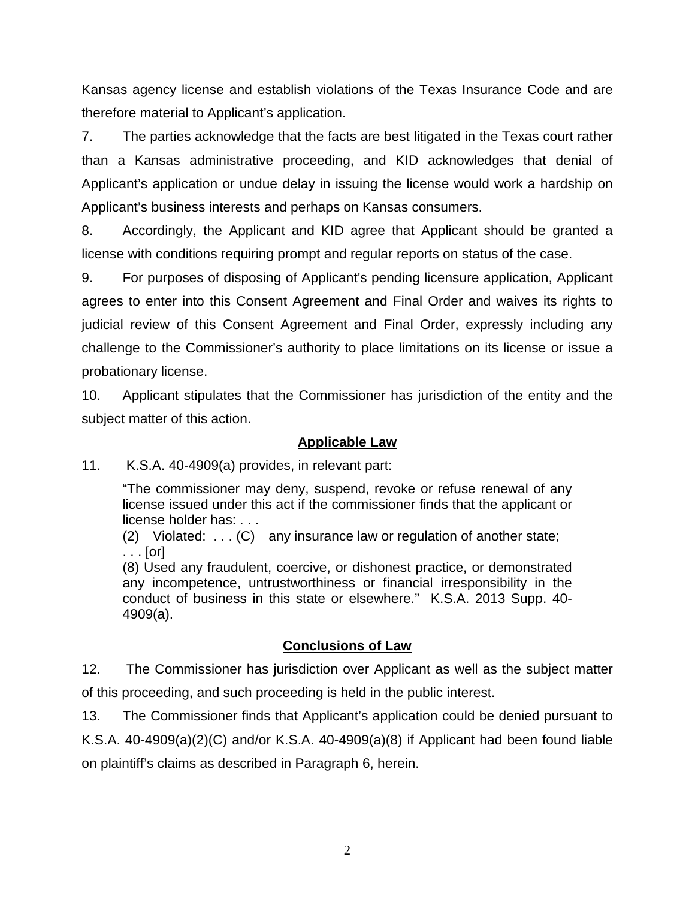Kansas agency license and establish violations of the Texas Insurance Code and are therefore material to Applicant's application.

7. The parties acknowledge that the facts are best litigated in the Texas court rather than a Kansas administrative proceeding, and KID acknowledges that denial of Applicant's application or undue delay in issuing the license would work a hardship on Applicant's business interests and perhaps on Kansas consumers.

8. Accordingly, the Applicant and KID agree that Applicant should be granted a license with conditions requiring prompt and regular reports on status of the case.

9. For purposes of disposing of Applicant's pending licensure application, Applicant agrees to enter into this Consent Agreement and Final Order and waives its rights to judicial review of this Consent Agreement and Final Order, expressly including any challenge to the Commissioner's authority to place limitations on its license or issue a probationary license.

10. Applicant stipulates that the Commissioner has jurisdiction of the entity and the subject matter of this action.

## Applicable Law

11. K.S.A. 40-4909(a) provides, in relevant part:

> "The commissioner may deny, suspend, revoke or refuse renewal of any license issued under this act if the commissioner finds that the applicant or license holder has: . . .
> (2) Violated: . . . (C) any insurance law or regulation of another state; . . . [or]
> (8) Used any fraudulent, coercive, or dishonest practice, or demonstrated any incompetence, untrustworthiness or financial irresponsibility in the conduct of business in this state or elsewhere." K.S.A. 2013 Supp. 40-4909(a).

## Conclusions of Law

12. The Commissioner has jurisdiction over Applicant as well as the subject matter of this proceeding, and such proceeding is held in the public interest.

13. The Commissioner finds that Applicant's application could be denied pursuant to K.S.A. 40-4909(a)(2)(C) and/or K.S.A. 40-4909(a)(8) if Applicant had been found liable on plaintiff's claims as described in Paragraph 6, herein.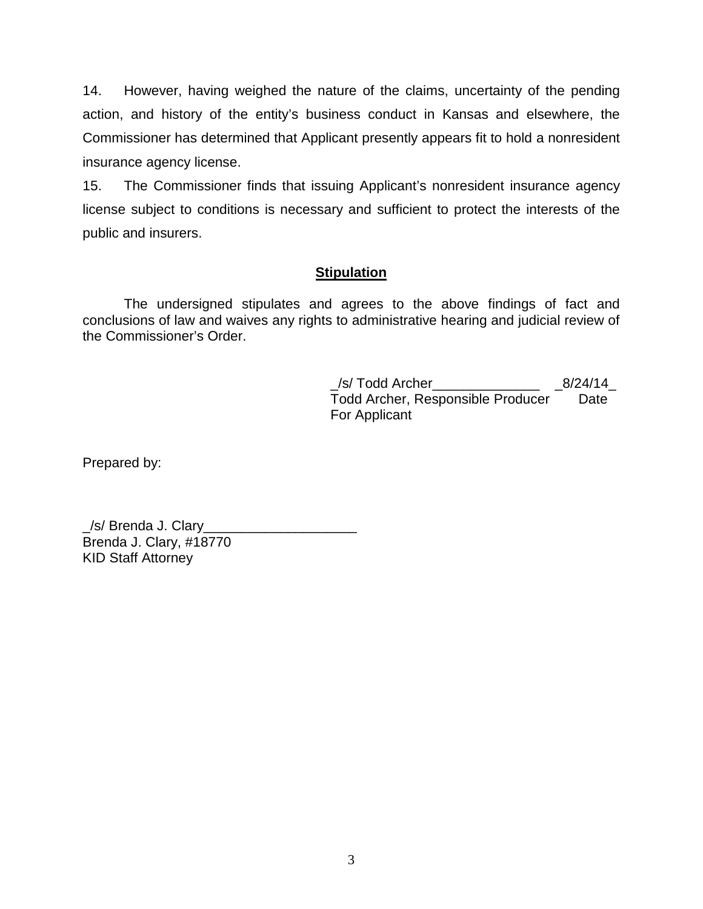14. However, having weighed the nature of the claims, uncertainty of the pending action, and history of the entity's business conduct in Kansas and elsewhere, the Commissioner has determined that Applicant presently appears fit to hold a nonresident insurance agency license.

15. The Commissioner finds that issuing Applicant's nonresident insurance agency license subject to conditions is necessary and sufficient to protect the interests of the public and insurers.

## **Stipulation**

The undersigned stipulates and agrees to the above findings of fact and conclusions of law and waives any rights to administrative hearing and judicial review of the Commissioner's Order.

_/s/ Todd Archer______________ _8/24/14_
Todd Archer, Responsible Producer Date
For Applicant

Prepared by:

_/s/ Brenda J. Clary____________________
Brenda J. Clary, #18770
KID Staff Attorney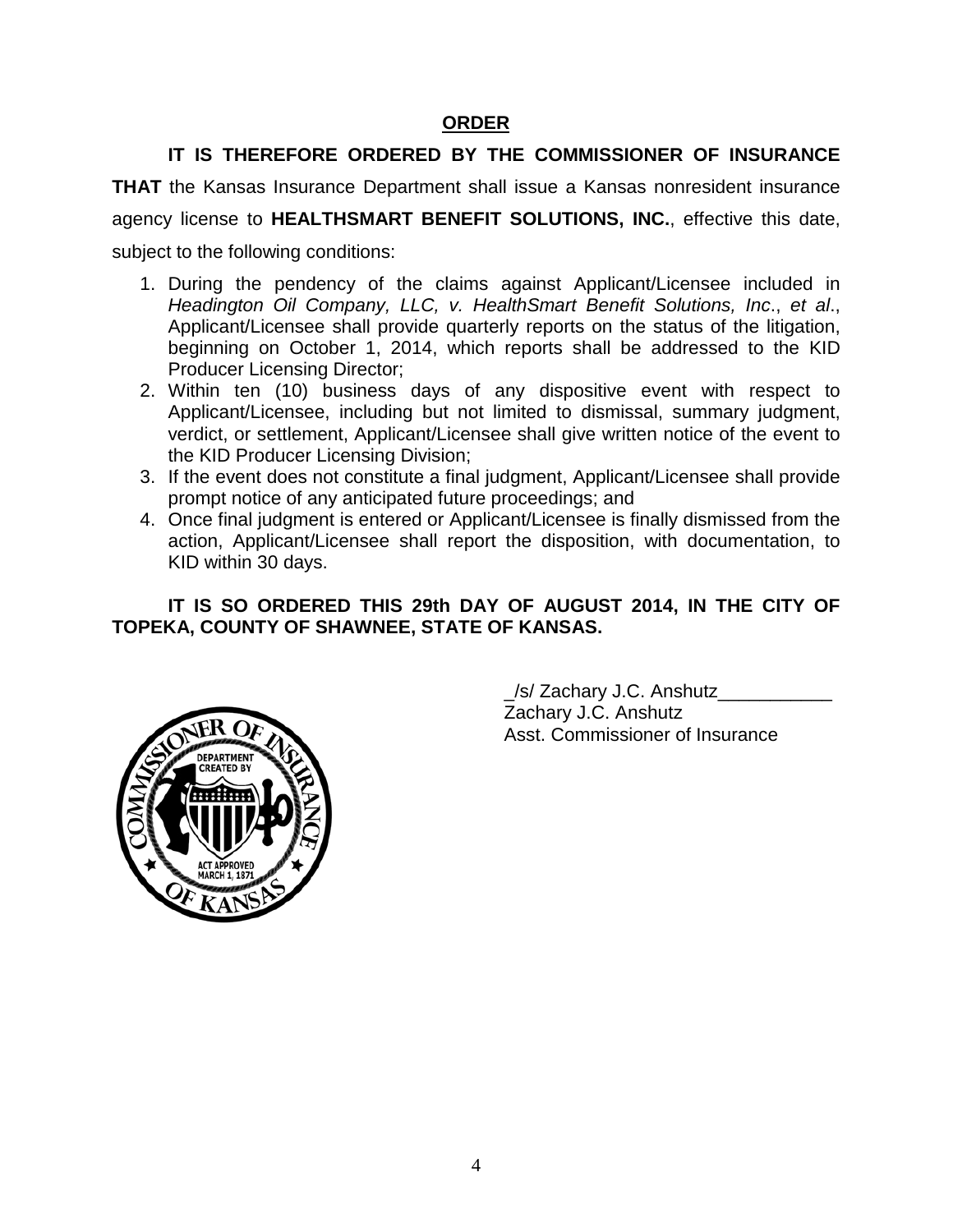## ORDER

**IT IS THEREFORE ORDERED BY THE COMMISSIONER OF INSURANCE THAT** the Kansas Insurance Department shall issue a Kansas nonresident insurance agency license to **HEALTHSMART BENEFIT SOLUTIONS, INC.**, effective this date, subject to the following conditions:

1. During the pendency of the claims against Applicant/Licensee included in *Headington Oil Company, LLC, v. HealthSmart Benefit Solutions, Inc*., *et al*., Applicant/Licensee shall provide quarterly reports on the status of the litigation, beginning on October 1, 2014, which reports shall be addressed to the KID Producer Licensing Director;
2. Within ten (10) business days of any dispositive event with respect to Applicant/Licensee, including but not limited to dismissal, summary judgment, verdict, or settlement, Applicant/Licensee shall give written notice of the event to the KID Producer Licensing Division;
3. If the event does not constitute a final judgment, Applicant/Licensee shall provide prompt notice of any anticipated future proceedings; and
4. Once final judgment is entered or Applicant/Licensee is finally dismissed from the action, Applicant/Licensee shall report the disposition, with documentation, to KID within 30 days.

**IT IS SO ORDERED THIS 29th DAY OF AUGUST 2014, IN THE CITY OF TOPEKA, COUNTY OF SHAWNEE, STATE OF KANSAS.**

_/s/ Zachary J.C. Anshutz___________
Zachary J.C. Anshutz
Asst. Commissioner of Insurance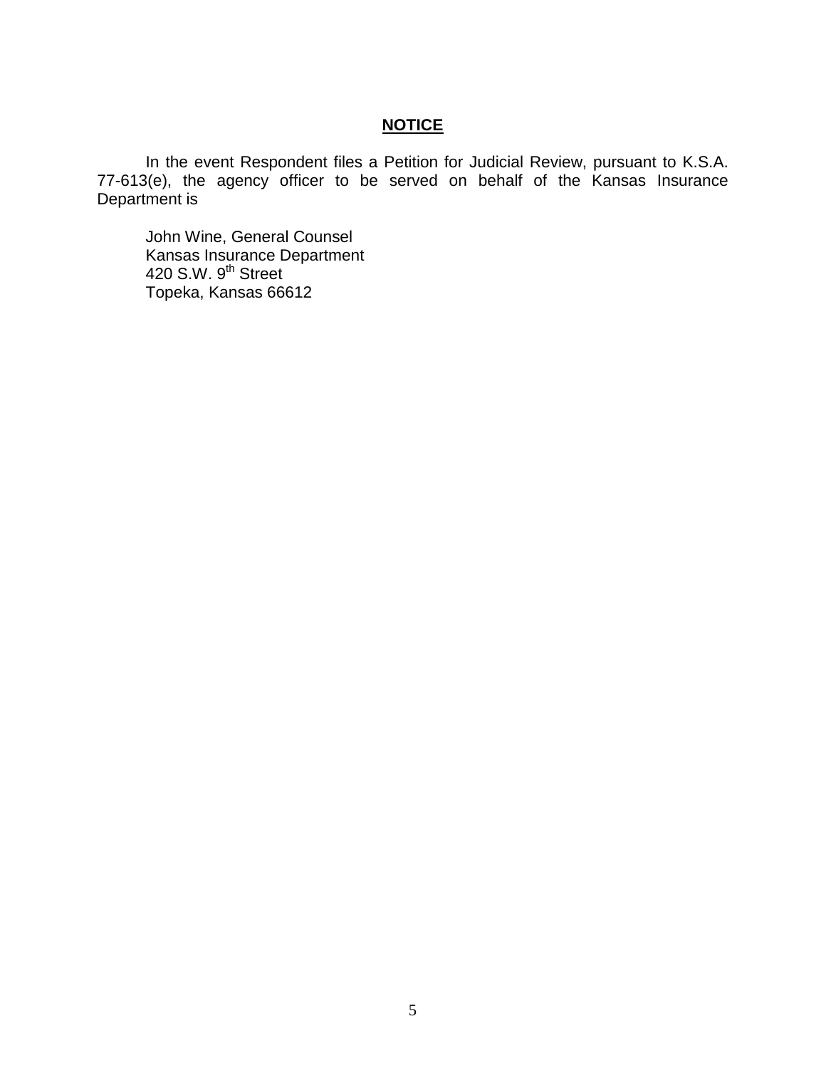## **NOTICE**

In the event Respondent files a Petition for Judicial Review, pursuant to K.S.A. 77-613(e), the agency officer to be served on behalf of the Kansas Insurance Department is

John Wine, General Counsel  
Kansas Insurance Department  
420 S.W. 9th Street  
Topeka, Kansas 66612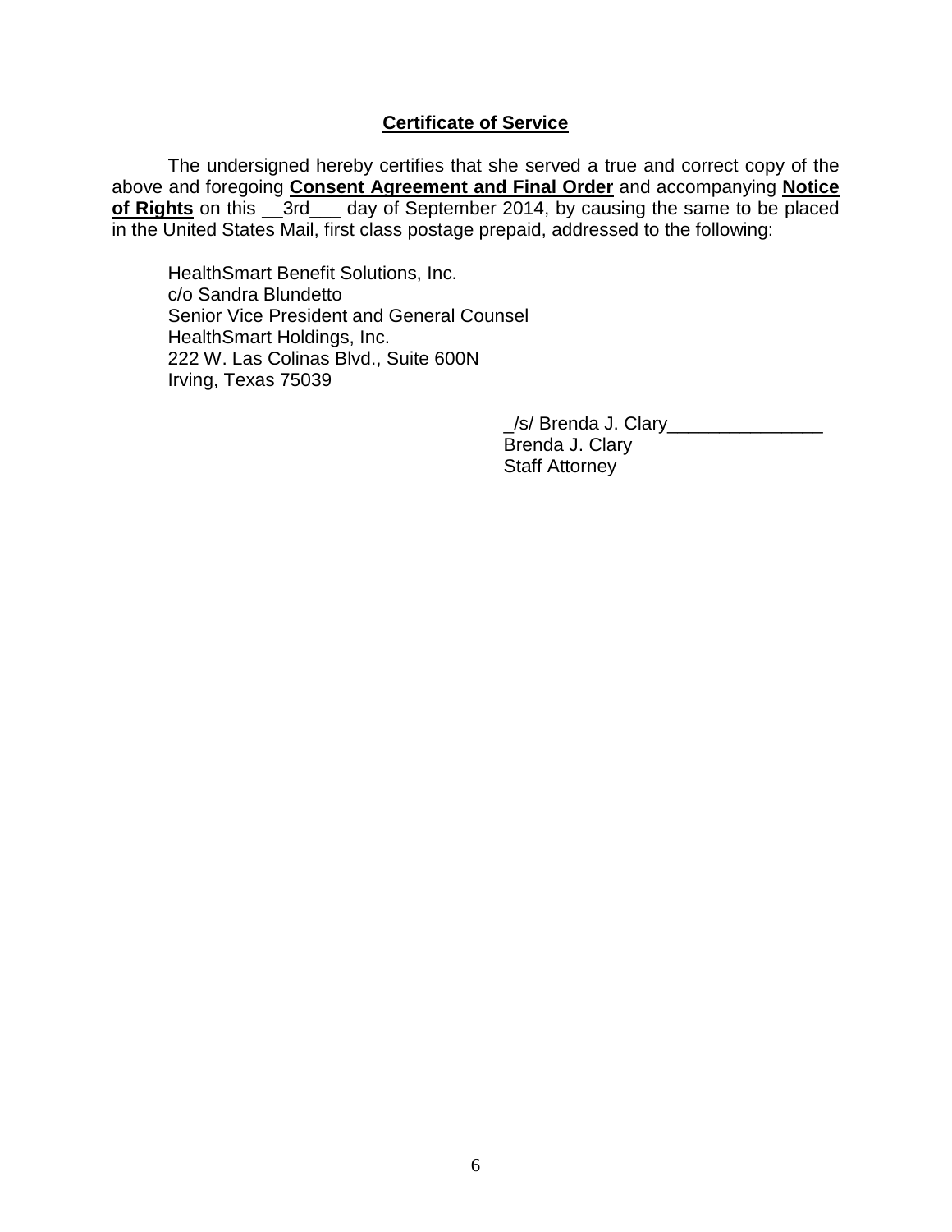## Certificate of Service

The undersigned hereby certifies that she served a true and correct copy of the above and foregoing **Consent Agreement and Final Order** and accompanying **Notice of Rights** on this __3rd___ day of September 2014, by causing the same to be placed in the United States Mail, first class postage prepaid, addressed to the following:

HealthSmart Benefit Solutions, Inc.
c/o Sandra Blundetto
Senior Vice President and General Counsel
HealthSmart Holdings, Inc.
222 W. Las Colinas Blvd., Suite 600N
Irving, Texas 75039

_/s/ Brenda J. Clary_______________
Brenda J. Clary
Staff Attorney